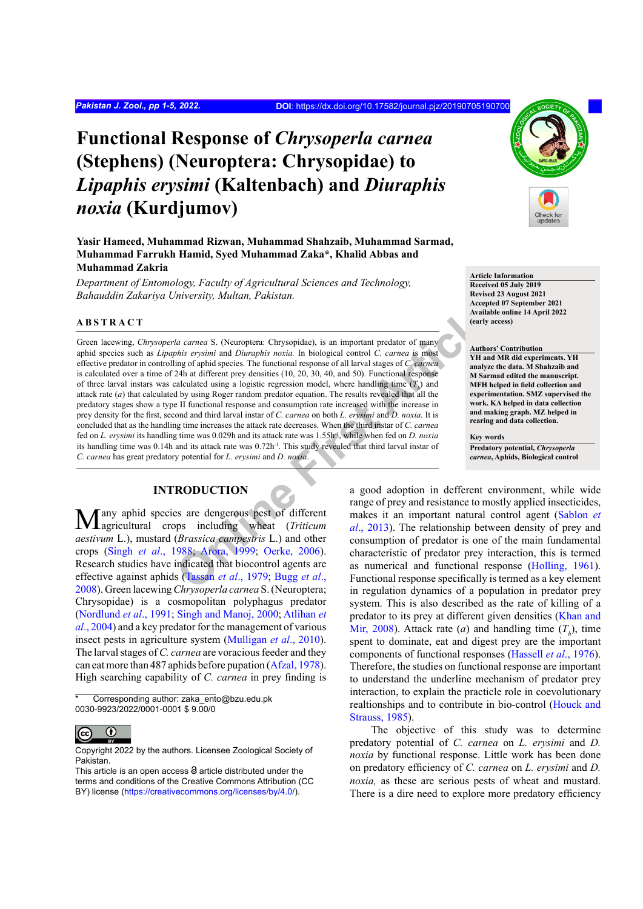# Functional Response of *Chrysoperla carnea* (Stephens) (Neuroptera: Chrysopidae) to *Lipaphis erysimi* (Kaltenbach) and *Diuraphis noxia* (Kurdjumov)

**Yasir Hameed, Muhammad Rizwan, Muhammad Shahzaib, Muhammad Sarmad, Muhammad Farrukh Hamid, Syed Muhammad Zaka*, Khalid Abbas and Muhammad Zakria**

*Department of Entomology, Faculty of Agricultural Sciences and Technology, Bahauddin Zakariya University, Multan, Pakistan.*

**Article Information**
Received 05 July 2019
Revised 23 August 2021
Accepted 07 September 2021
Available online 14 April 2022
(early access)

**Authors' Contribution**
YH and MR did experiments. YH analyze the data. M Shahzaib and M Sarmad edited the manuscript. MFH helped in field collection and experimentation. SMZ supervised the work. KA helped in data collection and making graph. MZ helped in rearing and data collection.

**Key words**
Predatory potential, *Chrysoperla carnea*, Aphids, Biological control

## ABSTRACT

Green lacewing, *Chrysoperla carnea* S. (Neuroptera: Chrysopidae), is an important predator of many aphid species such as *Lipaphis erysimi* and *Diuraphis noxia.* In biological control *C. carnea* is most effective predator in controlling of aphid species. The functional response of all larval stages of *C. carnea* is calculated over a time of 24h at different prey densities (10, 20, 30, 40, and 50). Functional response of three larval instars was calculated using a logistic regression model, where handling time ($T_h$) and attack rate (*a*) that calculated by using Roger random predator equation. The results revealed that all the predatory stages show a type II functional response and consumption rate increased with the increase in prey density for the first, second and third larval instar of *C. carnea* on both *L. erysimi* and *D. noxia.* It is concluded that as the handling time increases the attack rate decreases. When the third instar of *C. carnea* fed on *L. erysimi* its handling time was 0.029h and its attack rate was 1.55h$^{-1}$, while when fed on *D. noxia* its handling time was 0.14h and its attack rate was 0.72h$^{-1}$. This study revealed that third larval instar of *C. carnea* has great predatory potential for *L. erysimi* and *D. noxia*.

## INTRODUCTION

Many aphid species are dengerous pest of different agricultural crops including wheat (*Triticum aestivum* L.), mustard (*Brassica campestris* L.) and other crops (Singh *et al*., 1988; Arora, 1999; Oerke, 2006). Research studies have indicated that biocontrol agents are effective against aphids (Tassan *et al*., 1979; Bugg *et al*., 2008). Green lacewing *Chrysoperla carnea* S. (Neuroptera; Chrysopidae) is a cosmopolitan polyphagus predator (Nordlund *et al*., 1991; Singh and Manoj, 2000; Atlihan *et al*., 2004) and a key predator for the management of various insect pests in agriculture system (Mulligan *et al*., 2010). The larval stages of *C. carnea* are voracious feeder and they can eat more than 487 aphids before pupation (Afzal, 1978). High searching capability of *C. carnea* in prey finding is a good adoption in defferent environment, while wide range of prey and resistance to mostly applied insecticides, makes it an important natural control agent (Sablon *et al*., 2013). The relationship between density of prey and consumption of predator is one of the main fundamental characteristic of predator prey interaction, this is termed as numerical and functional response (Holling, 1961). Functional response specifically is termed as a key element in regulation dynamics of a population in predator prey system. This is also described as the rate of killing of a predator to its prey at different given densities (Khan and Mir, 2008). Attack rate (*a*) and handling time ($T_h$), time spent to dominate, eat and digest prey are the important components of functional responses (Hassell *et al*., 1976). Therefore, the studies on functional response are important to understand the underline mechanism of predator prey interaction, to explain the practicle role in coevolutionary realtionships and to contribute in bio-control (Houck and Strauss, 1985).

The objective of this study was to determine predatory potential of *C. carnea* on *L. erysimi* and *D. noxia* by functional response. Little work has been done on predatory efficiency of *C. carnea* on *L. erysimi* and *D. noxia,* as these are serious pests of wheat and mustard. There is a dire need to explore more predatory efficiency

\* Corresponding author: zaka_ento@bzu.edu.pk
0030-9923/2022/0001-0001 $ 9.00/0

Copyright 2022 by the authors. Licensee Zoological Society of Pakistan.
This article is an open access article distributed under the terms and conditions of the Creative Commons Attribution (CC BY) license (https://creativecommons.org/licenses/by/4.0/).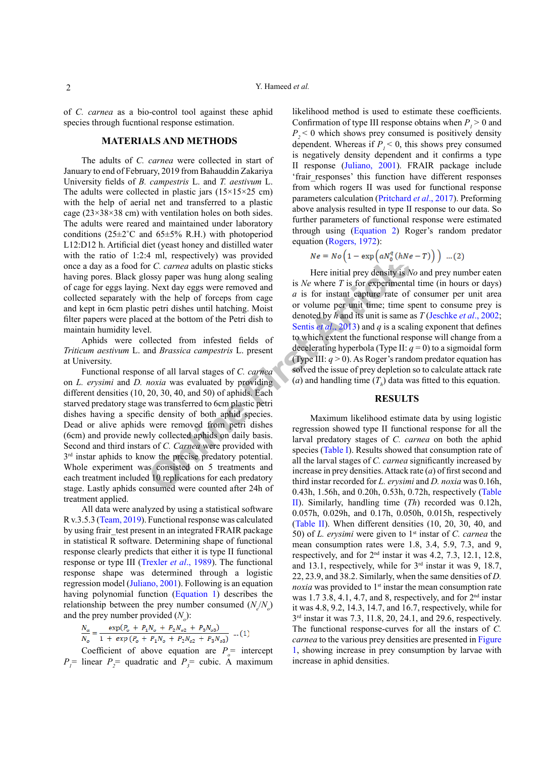of *C. carnea* as a bio-control tool against these aphid species through fucntional response estimation.

## MATERIALS AND METHODS

The adults of *C. carnea* were collected in start of January to end of February, 2019 from Bahauddin Zakariya University fields of *B. campestris* L. and *T. aestivum* L. The adults were collected in plastic jars (15×15×25 cm) with the help of aerial net and transferred to a plastic cage (23×38×38 cm) with ventilation holes on both sides. The adults were reared and maintained under laboratory conditions (25±2˚C and 65±5% R.H.) with photoperiod L12:D12 h. Artificial diet (yeast honey and distilled water with the ratio of 1:2:4 ml, respectively) was provided once a day as a food for *C. carnea* adults on plastic sticks having pores. Black glossy paper was hung along sealing of cage for eggs laying. Next day eggs were removed and collected separately with the help of forceps from cage and kept in 6cm plastic petri dishes until hatching. Moist filter papers were placed at the bottom of the Petri dish to maintain humidity level.

Aphids were collected from infested fields of *Triticum aestivum* L. and *Brassica campestris* L. present at University.

Functional response of all larval stages of *C. carnea* on *L. erysimi* and *D. noxia* was evaluated by providing different densities (10, 20, 30, 40, and 50) of aphids. Each starved predatory stage was transferred to 6cm plastic petri dishes having a specific density of both aphid species. Dead or alive aphids were removed from petri dishes (6cm) and provide newly collected aphids on daily basis. Second and third instars of *C. Carnea* were provided with 3rd instar aphids to know the precise predatory potential. Whole experiment was consisted on 5 treatments and each treatment included 10 replications for each predatory stage. Lastly aphids consumed were counted after 24h of treatment applied.

All data were analyzed by using a statistical software R v.3.5.3 (Team, 2019). Functional response was calculated by using frair_test present in an integrated FRAIR package in statistical R software. Determining shape of functional response clearly predicts that either it is type II functional response or type III (Trexler *et al*., 1989). The functional response shape was determined through a logistic regression model (Juliano, 2001). Following is an equation having polynomial function (Equation 1) describes the relationship between the prey number consumed ($N_e/N_o$) and the prey number provided ($N_o$):

$$\frac{N_{\alpha}}{N_o} = \frac{\exp(P_o + P_1N_o + P_2N_{o2} + P_3N_{o3})}{1 + \exp(P_o + P_1N_o + P_2N_{o2} + P_3N_{o3})} \quad ...(1)$$

Coefficient of above equation are $P_o$= intercept $P_1$= linear $P_2$= quadratic and $P_3$= cubic. A maximum likelihood method is used to estimate these coefficients. Confirmation of type III response obtains when $P_1 > 0$ and $P_2 < 0$ which shows prey consumed is positively density dependent. Whereas if $P_1 < 0$, this shows prey consumed is negatively density dependent and it confirms a type II response (Juliano, 2001). FRAIR package include 'frair_responses' this function have different responses from which rogers II was used for functional response parameters calculation (Pritchard *et al*., 2017). Preforming above analysis resulted in type II response to our data. So further parameters of functional response were estimated through using (Equation 2) Roger's random predator equation (Rogers, 1972):

$$Ne = No\left(1 - \exp\left(aN_0^q\left(hNe - T\right)\right)\right) \quad ...(2)$$

Here initial prey density is *No* and prey number eaten is *Ne* where *T* is for experimental time (in hours or days) *a* is for instant capture rate of consumer per unit area or volume per unit time; time spent to consume prey is denoted by *h* and its unit is same as *T* (Jeschke *et al*., 2002; Sentis *et al*., 2013) and *q* is a scaling exponent that defines to which extent the functional response will change from a decelerating hyperbola (Type II: $q = 0$) to a sigmoidal form (Type III: $q > 0$). As Roger's random predator equation has solved the issue of prey depletion so to calculate attack rate ($a$) and handling time ($T_h$) data was fitted to this equation.

## RESULTS

Maximum likelihood estimate data by using logistic regression showed type II functional response for all the larval predatory stages of *C. carnea* on both the aphid species (Table I). Results showed that consumption rate of all the larval stages of *C. carnea* significantly increased by increase in prey densities. Attack rate ($a$) of first second and third instar recorded for *L. erysimi* and *D. noxia* was 0.16h, 0.43h, 1.56h, and 0.20h, 0.53h, 0.72h, respectively (Table II). Similarly, handling time (*Th*) recorded was 0.12h, 0.057h, 0.029h, and 0.17h, 0.050h, 0.015h, respectively (Table II). When different densities (10, 20, 30, 40, and 50) of *L. erysimi* were given to 1st instar of *C. carnea* the mean consumption rates were 1.8, 3.4, 5.9, 7.3, and 9, respectively, and for 2nd instar it was 4.2, 7.3, 12.1, 12.8, and 13.1, respectively, while for 3rd instar it was 9, 18.7, 22, 23.9, and 38.2. Similarly, when the same densities of *D. noxia* was provided to 1st instar the mean consumption rate was 1.7 3.8, 4.1, 4.7, and 8, respectively, and for 2nd instar it was 4.8, 9.2, 14.3, 14.7, and 16.7, respectively, while for 3rd instar it was 7.3, 11.8, 20, 24.1, and 29.6, respectively. The functional response-curves for all the instars of *C. carnea* to the various prey densities are presented in Figure 1, showing increase in prey consumption by larvae with increase in aphid densities.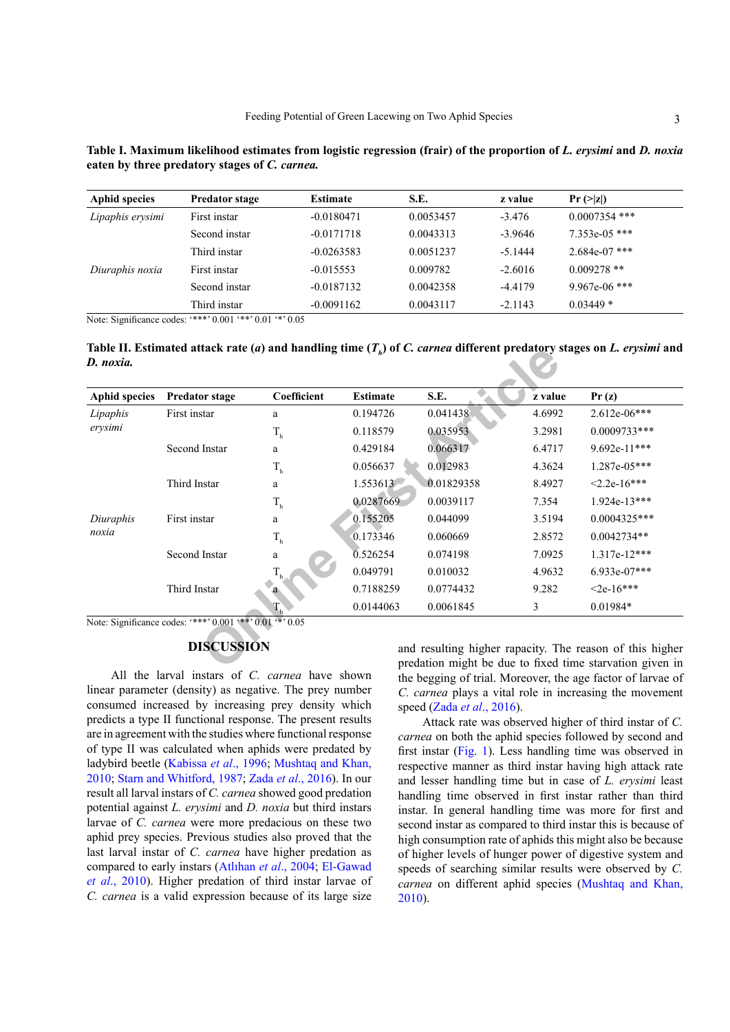**Table I. Maximum likelihood estimates from logistic regression (frair) of the proportion of *L. erysimi* and *D. noxia* eaten by three predatory stages of *C. carnea*.**

| Aphid species | Predator stage | Estimate | S.E. | z value | Pr (>\|z\|) |
|---|---|---|---|---|---|
| *Lipaphis erysimi* | First instar | -0.0180471 | 0.0053457 | -3.476 | 0.0007354 *** |
| | Second instar | -0.0171718 | 0.0043313 | -3.9646 | 7.353e-05 *** |
| | Third instar | -0.0263583 | 0.0051237 | -5.1444 | 2.684e-07 *** |
| *Diuraphis noxia* | First instar | -0.015553 | 0.009782 | -2.6016 | 0.009278 ** |
| | Second instar | -0.0187132 | 0.0042358 | -4.4179 | 9.967e-06 *** |
| | Third instar | -0.0091162 | 0.0043117 | -2.1143 | 0.03449 * |

Note: Significance codes: '***' 0.001 '**' 0.01 '*' 0.05

**Table II. Estimated attack rate (*a*) and handling time ($T_h$) of *C. carnea* different predatory stages on *L. erysimi* and *D. noxia.***

| Aphid species | Predator stage | Coefficient | Estimate | S.E. | z value | Pr (z) |
|---|---|---|---|---|---|---|
| *Lipaphis erysimi* | First instar | a | 0.194726 | 0.041438 | 4.6992 | 2.612e-06*** |
| | | $T_h$ | 0.118579 | 0.035953 | 3.2981 | 0.0009733*** |
| | Second Instar | a | 0.429184 | 0.066317 | 6.4717 | 9.692e-11*** |
| | | $T_h$ | 0.056637 | 0.012983 | 4.3624 | 1.287e-05*** |
| | Third Instar | a | 1.553613 | 0.01829358 | 8.4927 | <2.2e-16*** |
| | | $T_h$ | 0.0287669 | 0.0039117 | 7.354 | 1.924e-13*** |
| *Diuraphis noxia* | First instar | a | 0.155205 | 0.044099 | 3.5194 | 0.0004325*** |
| | | $T_h$ | 0.173346 | 0.060669 | 2.8572 | 0.0042734** |
| | Second Instar | a | 0.526254 | 0.074198 | 7.0925 | 1.317e-12*** |
| | | $T_h$ | 0.049791 | 0.010032 | 4.9632 | 6.933e-07*** |
| | Third Instar | a | 0.7188259 | 0.0774432 | 9.282 | <2e-16*** |
| | | $T_h$ | 0.0144063 | 0.0061845 | 3 | 0.01984* |

Note: Significance codes: '***' 0.001 '**' 0.01 '*' 0.05

## DISCUSSION

All the larval instars of *C. carnea* have shown linear parameter (density) as negative. The prey number consumed increased by increasing prey density which predicts a type II functional response. The present results are in agreement with the studies where functional response of type II was calculated when aphids were predated by ladybird beetle (Kabissa *et al*., 1996; Mushtaq and Khan, 2010; Starn and Whitford, 1987; Zada *et al*., 2016). In our result all larval instars of *C. carnea* showed good predation potential against *L. erysimi* and *D. noxia* but third instars larvae of *C. carnea* were more predacious on these two aphid prey species. Previous studies also proved that the last larval instar of *C. carnea* have higher predation as compared to early instars (Atlıhan *et al*., 2004; El-Gawad *et al*., 2010). Higher predation of third instar larvae of *C. carnea* is a valid expression because of its large size and resulting higher rapacity. The reason of this higher predation might be due to fixed time starvation given in the begging of trial. Moreover, the age factor of larvae of *C. carnea* plays a vital role in increasing the movement speed (Zada *et al*., 2016).

Attack rate was observed higher of third instar of *C. carnea* on both the aphid species followed by second and first instar (Fig. 1). Less handling time was observed in respective manner as third instar having high attack rate and lesser handling time but in case of *L. erysimi* least handling time observed in first instar rather than third instar. In general handling time was more for first and second instar as compared to third instar this is because of high consumption rate of aphids this might also be because of higher levels of hunger power of digestive system and speeds of searching similar results were observed by *C. carnea* on different aphid species (Mushtaq and Khan, 2010).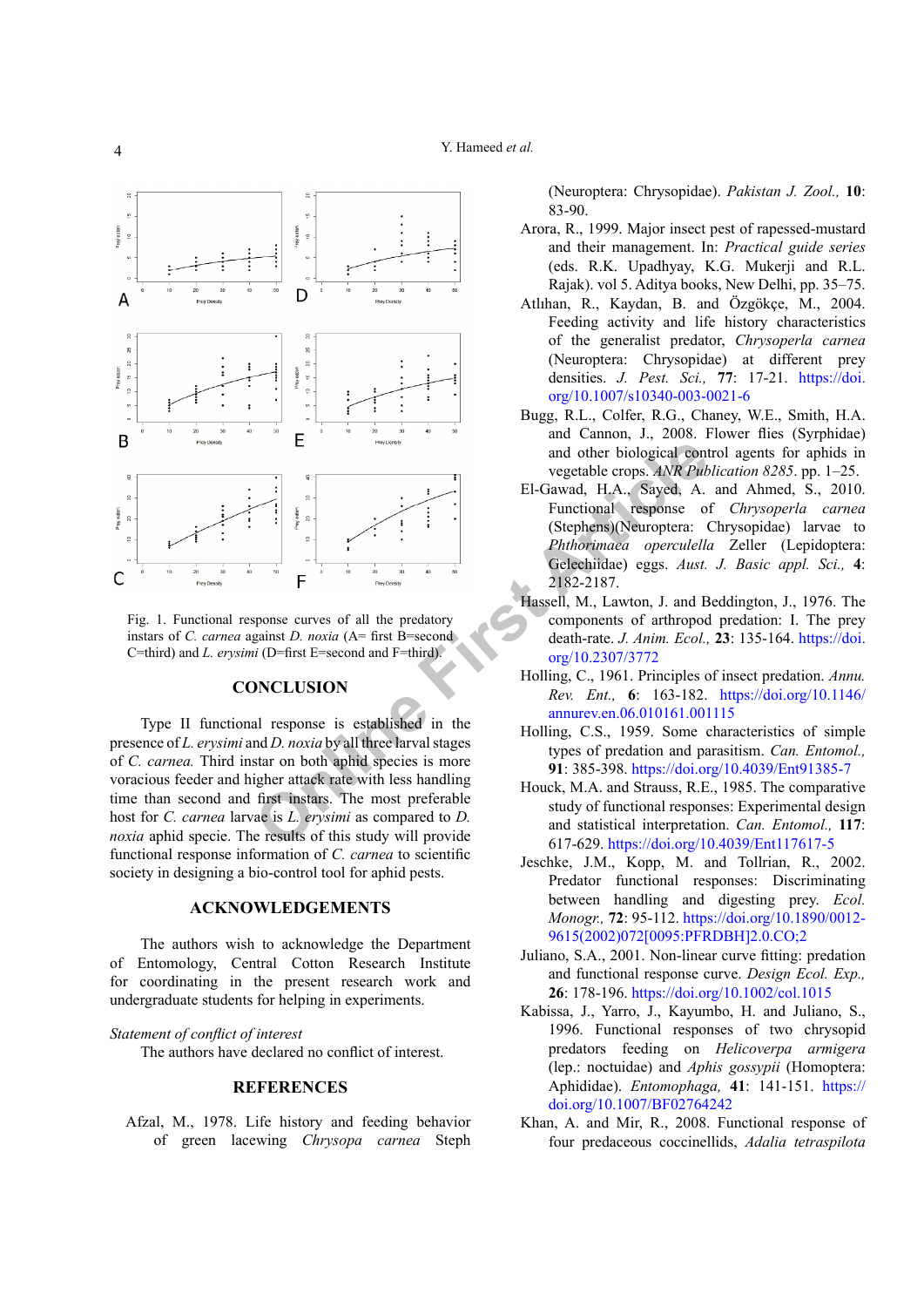Fig. 1. Functional response curves of all the predatory instars of *C. carnea* against *D. noxia* (A= first B=second C=third) and *L. erysimi* (D=first E=second and F=third).

## CONCLUSION

Type II functional response is established in the presence of *L. erysimi* and *D. noxia* by all three larval stages of *C. carnea.* Third instar on both aphid species is more voracious feeder and higher attack rate with less handling time than second and first instars. The most preferable host for *C. carnea* larvae is *L. erysimi* as compared to *D. noxia* aphid specie. The results of this study will provide functional response information of *C. carnea* to scientific society in designing a bio-control tool for aphid pests.

## ACKNOWLEDGEMENTS

The authors wish to acknowledge the Department of Entomology, Central Cotton Research Institute for coordinating in the present research work and undergraduate students for helping in experiments.

*Statement of conflict of interest*

The authors have declared no conflict of interest.

## REFERENCES

Afzal, M., 1978. Life history and feeding behavior of green lacewing *Chrysopa carnea* Steph (Neuroptera: Chrysopidae). *Pakistan J. Zool.,* **10**: 83-90.

Arora, R., 1999. Major insect pest of rapessed-mustard and their management. In: *Practical guide series* (eds. R.K. Upadhyay, K.G. Mukerji and R.L. Rajak). vol 5. Aditya books, New Delhi, pp. 35–75.

Atlıhan, R., Kaydan, B. and Özgökçe, M., 2004. Feeding activity and life history characteristics of the generalist predator, *Chrysoperla carnea* (Neuroptera: Chrysopidae) at different prey densities. *J. Pest. Sci.,* **77**: 17-21. https://doi.org/10.1007/s10340-003-0021-6

Bugg, R.L., Colfer, R.G., Chaney, W.E., Smith, H.A. and Cannon, J., 2008. Flower flies (Syrphidae) and other biological control agents for aphids in vegetable crops. *ANR Publication 8285*. pp. 1–25.

El-Gawad, H.A., Sayed, A. and Ahmed, S., 2010. Functional response of *Chrysoperla carnea* (Stephens)(Neuroptera: Chrysopidae) larvae to *Phthorimaea operculella* Zeller (Lepidoptera: Gelechiidae) eggs. *Aust. J. Basic appl. Sci.,* **4**: 2182-2187.

Hassell, M., Lawton, J. and Beddington, J., 1976. The components of arthropod predation: I. The prey death-rate. *J. Anim. Ecol.,* **23**: 135-164. https://doi.org/10.2307/3772

Holling, C., 1961. Principles of insect predation. *Annu. Rev. Ent.,* **6**: 163-182. https://doi.org/10.1146/annurev.en.06.010161.001115

Holling, C.S., 1959. Some characteristics of simple types of predation and parasitism. *Can. Entomol.,* **91**: 385-398. https://doi.org/10.4039/Ent91385-7

Houck, M.A. and Strauss, R.E., 1985. The comparative study of functional responses: Experimental design and statistical interpretation. *Can. Entomol.,* **117**: 617-629. https://doi.org/10.4039/Ent117617-5

Jeschke, J.M., Kopp, M. and Tollrian, R., 2002. Predator functional responses: Discriminating between handling and digesting prey. *Ecol. Monogr.,* **72**: 95-112. https://doi.org/10.1890/0012-9615(2002)072[0095:PFRDBH]2.0.CO;2

Juliano, S.A., 2001. Non-linear curve fitting: predation and functional response curve. *Design Ecol. Exp.,* **26**: 178-196. https://doi.org/10.1002/col.1015

Kabissa, J., Yarro, J., Kayumbo, H. and Juliano, S., 1996. Functional responses of two chrysopid predators feeding on *Helicoverpa armigera* (lep.: noctuidae) and *Aphis gossypii* (Homoptera: Aphididae). *Entomophaga,* **41**: 141-151. https://doi.org/10.1007/BF02764242

Khan, A. and Mir, R., 2008. Functional response of four predaceous coccinellids, *Adalia tetraspilota*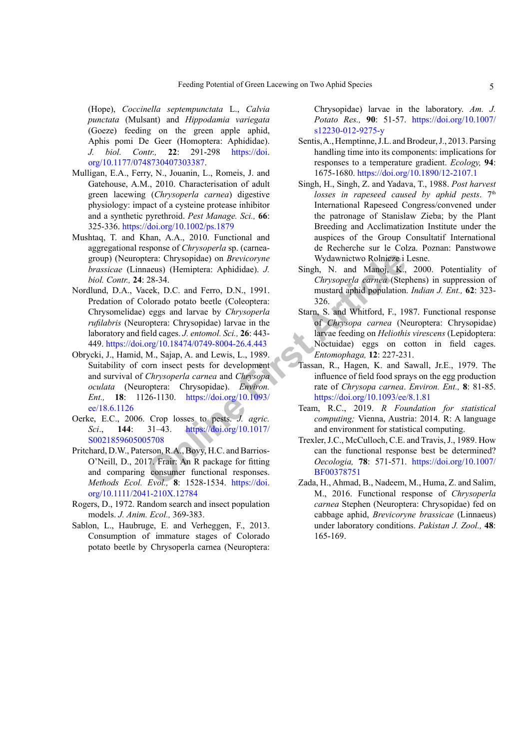(Hope), *Coccinella septempunctata* L., *Calvia punctata* (Mulsant) and *Hippodamia variegata* (Goeze) feeding on the green apple aphid, Aphis pomi De Geer (Homoptera: Aphididae). *J. biol. Contr.,* **22**: 291-298 https://doi.org/10.1177/07487304073033387.

Mulligan, E.A., Ferry, N., Jouanin, L., Romeis, J. and Gatehouse, A.M., 2010. Characterisation of adult green lacewing (*Chrysoperla carnea*) digestive physiology: impact of a cysteine protease inhibitor and a synthetic pyrethroid. *Pest Manage. Sci.,* **66**: 325-336. https://doi.org/10.1002/ps.1879

Mushtaq, T. and Khan, A.A., 2010. Functional and aggregational response of *Chrysoperla* sp. (carnea-group) (Neuroptera: Chrysopidae) on *Brevicoryne brassicae* (Linnaeus) (Hemiptera: Aphididae). *J. biol. Contr.,* **24**: 28-34.

Nordlund, D.A., Vacek, D.C. and Ferro, D.N., 1991. Predation of Colorado potato beetle (Coleoptera: Chrysomelidae) eggs and larvae by *Chrysoperla rufilabris* (Neuroptera: Chrysopidae) larvae in the laboratory and field cages. *J. entomol. Sci.,* **26**: 443-449. https://doi.org/10.18474/0749-8004-26.4.443

Obrycki, J., Hamid, M., Sajap, A. and Lewis, L., 1989. Suitability of corn insect pests for development and survival of *Chrysoperla carnea* and *Chrysopa oculata* (Neuroptera: Chrysopidae). *Environ. Ent.,* **18**: 1126-1130. https://doi.org/10.1093/ee/18.6.1126

Oerke, E.C., 2006. Crop losses to pests. *J. agric. Sci.,* **144**: 31–43. https://doi.org/10.1017/S0021859605005708

Pritchard, D.W., Paterson, R.A., Bovy, H.C. and Barrios-O'Neill, D., 2017. Frair: An R package for fitting and comparing consumer functional responses. *Methods Ecol. Evol.,* **8**: 1528-1534. https://doi.org/10.1111/2041-210X.12784

Rogers, D., 1972. Random search and insect population models. *J. Anim. Ecol.,* 369-383.

Sablon, L., Haubruge, E. and Verheggen, F., 2013. Consumption of immature stages of Colorado potato beetle by Chrysoperla carnea (Neuroptera: Chrysopidae) larvae in the laboratory. *Am. J. Potato Res.,* **90**: 51-57. https://doi.org/10.1007/s12230-012-9275-y

Sentis, A., Hemptinne, J.L. and Brodeur, J., 2013. Parsing handling time into its components: implications for responses to a temperature gradient. *Ecology,* **94**: 1675-1680. https://doi.org/10.1890/12-2107.1

Singh, H., Singh, Z. and Yadava, T., 1988. *Post harvest losses in rapeseed caused by aphid pests*. 7th International Rapeseed Congress/convened under the patronage of Stanislaw Zieba; by the Plant Breeding and Acclimatization Institute under the auspices of the Group Consultatif International de Recherche sur le Colza. Poznan: Panstwowe Wydawnictwo Rolnicze i Lesne.

Singh, N. and Manoj, K., 2000. Potentiality of *Chrysoperla carnea* (Stephens) in suppression of mustard aphid population. *Indian J. Ent.,* **62**: 323-326.

Starn, S. and Whitford, F., 1987. Functional response of *Chrysopa carnea* (Neuroptera: Chrysopidae) larvae feeding on *Heliothis virescens* (Lepidoptera: Noctuidae) eggs on cotton in field cages. *Entomophaga,* **12**: 227-231.

Tassan, R., Hagen, K. and Sawall, Jr.E., 1979. The influence of field food sprays on the egg production rate of *Chrysopa carnea*. *Environ. Ent.,* **8**: 81-85. https://doi.org/10.1093/ee/8.1.81

Team, R.C., 2019. *R Foundation for statistical computing;* Vienna, Austria: 2014. R: A language and environment for statistical computing.

Trexler, J.C., McCulloch, C.E. and Travis, J., 1989. How can the functional response best be determined? *Oecologia,* **78**: 571-571. https://doi.org/10.1007/BF00378751

Zada, H., Ahmad, B., Nadeem, M., Huma, Z. and Salim, M., 2016. Functional response of *Chrysoperla carnea* Stephen (Neuroptera: Chrysopidae) fed on cabbage aphid, *Brevicoryne brassicae* (Linnaeus) under laboratory conditions. *Pakistan J. Zool.,* **48**: 165-169.